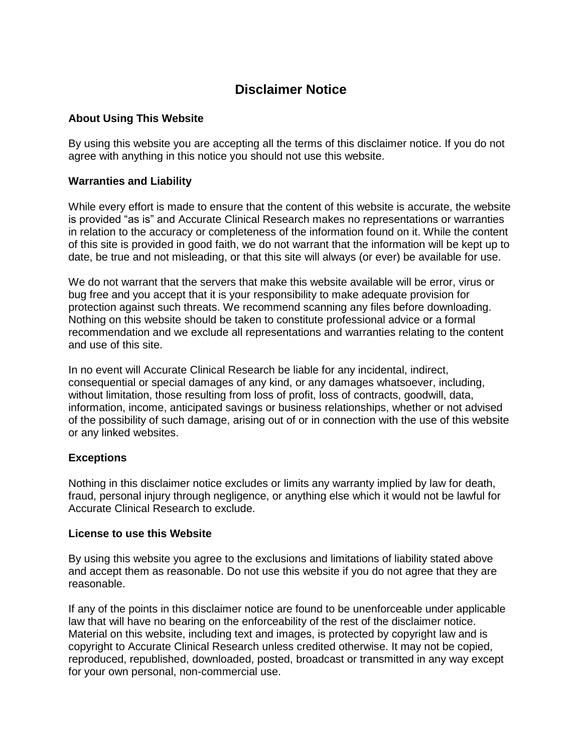# Disclaimer Notice

### About Using This Website

By using this website you are accepting all the terms of this disclaimer notice. If you do not agree with anything in this notice you should not use this website.

### Warranties and Liability

While every effort is made to ensure that the content of this website is accurate, the website is provided "as is" and Accurate Clinical Research makes no representations or warranties in relation to the accuracy or completeness of the information found on it. While the content of this site is provided in good faith, we do not warrant that the information will be kept up to date, be true and not misleading, or that this site will always (or ever) be available for use.

We do not warrant that the servers that make this website available will be error, virus or bug free and you accept that it is your responsibility to make adequate provision for protection against such threats. We recommend scanning any files before downloading. Nothing on this website should be taken to constitute professional advice or a formal recommendation and we exclude all representations and warranties relating to the content and use of this site.

In no event will Accurate Clinical Research be liable for any incidental, indirect, consequential or special damages of any kind, or any damages whatsoever, including, without limitation, those resulting from loss of profit, loss of contracts, goodwill, data, information, income, anticipated savings or business relationships, whether or not advised of the possibility of such damage, arising out of or in connection with the use of this website or any linked websites.

### Exceptions

Nothing in this disclaimer notice excludes or limits any warranty implied by law for death, fraud, personal injury through negligence, or anything else which it would not be lawful for Accurate Clinical Research to exclude.

### License to use this Website

By using this website you agree to the exclusions and limitations of liability stated above and accept them as reasonable. Do not use this website if you do not agree that they are reasonable.

If any of the points in this disclaimer notice are found to be unenforceable under applicable law that will have no bearing on the enforceability of the rest of the disclaimer notice. Material on this website, including text and images, is protected by copyright law and is copyright to Accurate Clinical Research unless credited otherwise. It may not be copied, reproduced, republished, downloaded, posted, broadcast or transmitted in any way except for your own personal, non-commercial use.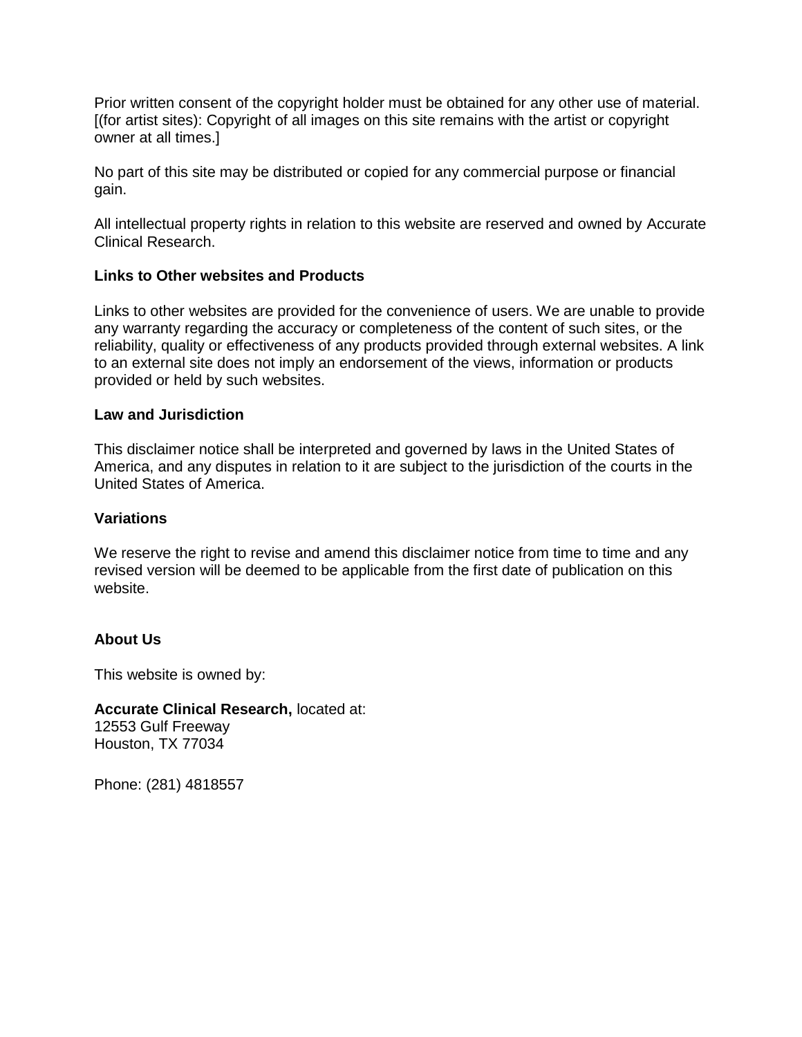Prior written consent of the copyright holder must be obtained for any other use of material. [(for artist sites): Copyright of all images on this site remains with the artist or copyright owner at all times.]

No part of this site may be distributed or copied for any commercial purpose or financial gain.

All intellectual property rights in relation to this website are reserved and owned by Accurate Clinical Research.

**Links to Other websites and Products**

Links to other websites are provided for the convenience of users. We are unable to provide any warranty regarding the accuracy or completeness of the content of such sites, or the reliability, quality or effectiveness of any products provided through external websites. A link to an external site does not imply an endorsement of the views, information or products provided or held by such websites.

**Law and Jurisdiction**

This disclaimer notice shall be interpreted and governed by laws in the United States of America, and any disputes in relation to it are subject to the jurisdiction of the courts in the United States of America.

**Variations**

We reserve the right to revise and amend this disclaimer notice from time to time and any revised version will be deemed to be applicable from the first date of publication on this website.

**About Us**

This website is owned by:

**Accurate Clinical Research,** located at:
12553 Gulf Freeway
Houston, TX 77034

Phone: (281) 4818557